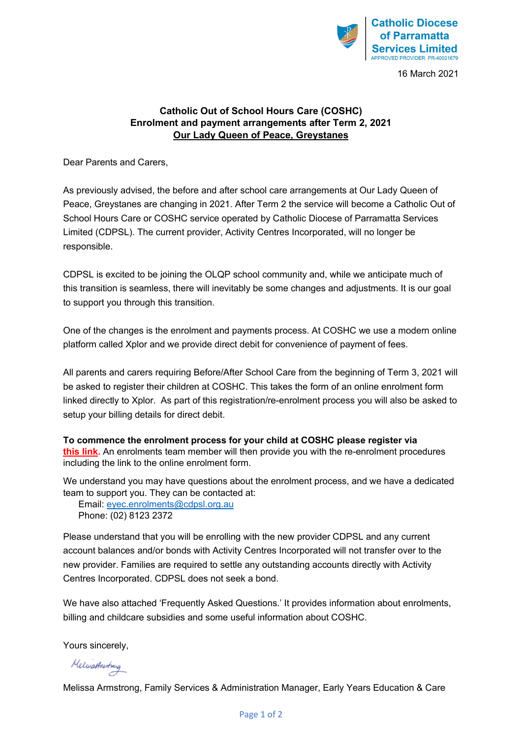Catholic Diocese of Parramatta Services Limited
APPROVED PROVIDER: PR-40021679

16 March 2021

**Catholic Out of School Hours Care (COSHC)**
**Enrolment and payment arrangements after Term 2, 2021**
**Our Lady Queen of Peace, Greystanes**

Dear Parents and Carers,

As previously advised, the before and after school care arrangements at Our Lady Queen of Peace, Greystanes are changing in 2021. After Term 2 the service will become a Catholic Out of School Hours Care or COSHC service operated by Catholic Diocese of Parramatta Services Limited (CDPSL). The current provider, Activity Centres Incorporated, will no longer be responsible.

CDPSL is excited to be joining the OLQP school community and, while we anticipate much of this transition is seamless, there will inevitably be some changes and adjustments. It is our goal to support you through this transition.

One of the changes is the enrolment and payments process. At COSHC we use a modern online platform called Xplor and we provide direct debit for convenience of payment of fees.

All parents and carers requiring Before/After School Care from the beginning of Term 3, 2021 will be asked to register their children at COSHC. This takes the form of an online enrolment form linked directly to Xplor. As part of this registration/re-enrolment process you will also be asked to setup your billing details for direct debit.

**To commence the enrolment process for your child at COSHC please register via this link.** An enrolments team member will then provide you with the re-enrolment procedures including the link to the online enrolment form.

We understand you may have questions about the enrolment process, and we have a dedicated team to support you. They can be contacted at:

Email: eyec.enrolments@cdpsl.org.au
Phone: (02) 8123 2372

Please understand that you will be enrolling with the new provider CDPSL and any current account balances and/or bonds with Activity Centres Incorporated will not transfer over to the new provider. Families are required to settle any outstanding accounts directly with Activity Centres Incorporated. CDPSL does not seek a bond.

We have also attached 'Frequently Asked Questions.' It provides information about enrolments, billing and childcare subsidies and some useful information about COSHC.

Yours sincerely,

Melissa Armstrong, Family Services & Administration Manager, Early Years Education & Care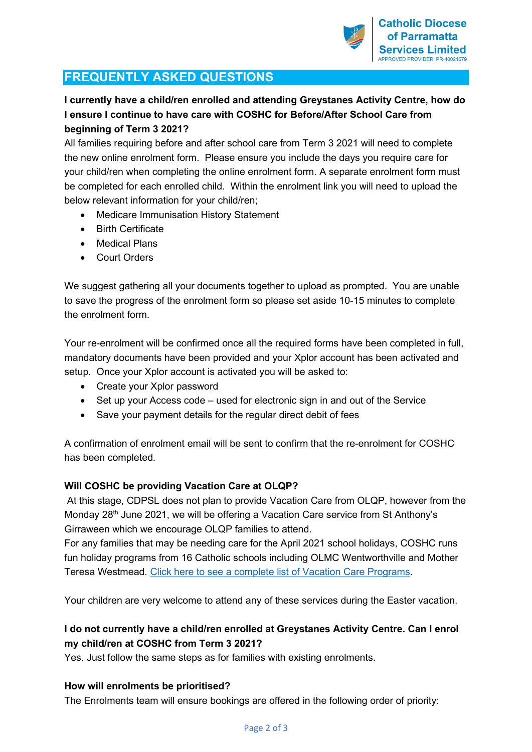## FREQUENTLY ASKED QUESTIONS

**I currently have a child/ren enrolled and attending Greystanes Activity Centre, how do I ensure I continue to have care with COSHC for Before/After School Care from beginning of Term 3 2021?**

All families requiring before and after school care from Term 3 2021 will need to complete the new online enrolment form. Please ensure you include the days you require care for your child/ren when completing the online enrolment form. A separate enrolment form must be completed for each enrolled child. Within the enrolment link you will need to upload the below relevant information for your child/ren;

- Medicare Immunisation History Statement
- Birth Certificate
- Medical Plans
- Court Orders

We suggest gathering all your documents together to upload as prompted. You are unable to save the progress of the enrolment form so please set aside 10-15 minutes to complete the enrolment form.

Your re-enrolment will be confirmed once all the required forms have been completed in full, mandatory documents have been provided and your Xplor account has been activated and setup. Once your Xplor account is activated you will be asked to:

- Create your Xplor password
- Set up your Access code – used for electronic sign in and out of the Service
- Save your payment details for the regular direct debit of fees

A confirmation of enrolment email will be sent to confirm that the re-enrolment for COSHC has been completed.

**Will COSHC be providing Vacation Care at OLQP?**

At this stage, CDPSL does not plan to provide Vacation Care from OLQP, however from the Monday 28th June 2021, we will be offering a Vacation Care service from St Anthony's Girraween which we encourage OLQP families to attend.

For any families that may be needing care for the April 2021 school holidays, COSHC runs fun holiday programs from 16 Catholic schools including OLMC Wentworthville and Mother Teresa Westmead. [Click here to see a complete list of Vacation Care Programs](#).

Your children are very welcome to attend any of these services during the Easter vacation.

**I do not currently have a child/ren enrolled at Greystanes Activity Centre. Can I enrol my child/ren at COSHC from Term 3 2021?**

Yes. Just follow the same steps as for families with existing enrolments.

**How will enrolments be prioritised?**

The Enrolments team will ensure bookings are offered in the following order of priority: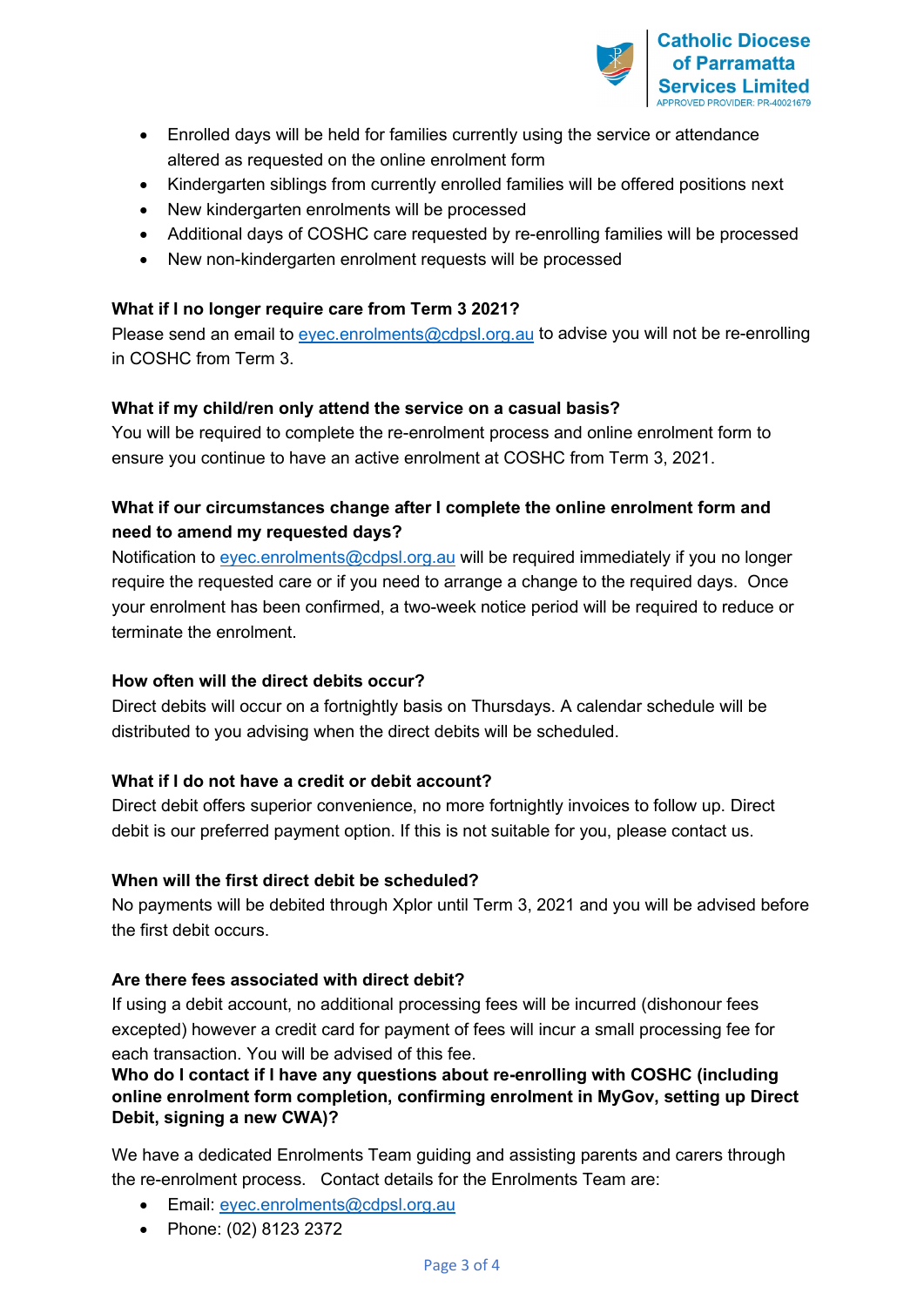- Enrolled days will be held for families currently using the service or attendance altered as requested on the online enrolment form
- Kindergarten siblings from currently enrolled families will be offered positions next
- New kindergarten enrolments will be processed
- Additional days of COSHC care requested by re-enrolling families will be processed
- New non-kindergarten enrolment requests will be processed

**What if I no longer require care from Term 3 2021?**

Please send an email to eyec.enrolments@cdpsl.org.au to advise you will not be re-enrolling in COSHC from Term 3.

**What if my child/ren only attend the service on a casual basis?**

You will be required to complete the re-enrolment process and online enrolment form to ensure you continue to have an active enrolment at COSHC from Term 3, 2021.

**What if our circumstances change after I complete the online enrolment form and need to amend my requested days?**

Notification to eyec.enrolments@cdpsl.org.au will be required immediately if you no longer require the requested care or if you need to arrange a change to the required days. Once your enrolment has been confirmed, a two-week notice period will be required to reduce or terminate the enrolment.

**How often will the direct debits occur?**

Direct debits will occur on a fortnightly basis on Thursdays. A calendar schedule will be distributed to you advising when the direct debits will be scheduled.

**What if I do not have a credit or debit account?**

Direct debit offers superior convenience, no more fortnightly invoices to follow up. Direct debit is our preferred payment option. If this is not suitable for you, please contact us.

**When will the first direct debit be scheduled?**

No payments will be debited through Xplor until Term 3, 2021 and you will be advised before the first debit occurs.

**Are there fees associated with direct debit?**

If using a debit account, no additional processing fees will be incurred (dishonour fees excepted) however a credit card for payment of fees will incur a small processing fee for each transaction. You will be advised of this fee.

**Who do I contact if I have any questions about re-enrolling with COSHC (including online enrolment form completion, confirming enrolment in MyGov, setting up Direct Debit, signing a new CWA)?**

We have a dedicated Enrolments Team guiding and assisting parents and carers through the re-enrolment process. Contact details for the Enrolments Team are:

- Email: eyec.enrolments@cdpsl.org.au
- Phone: (02) 8123 2372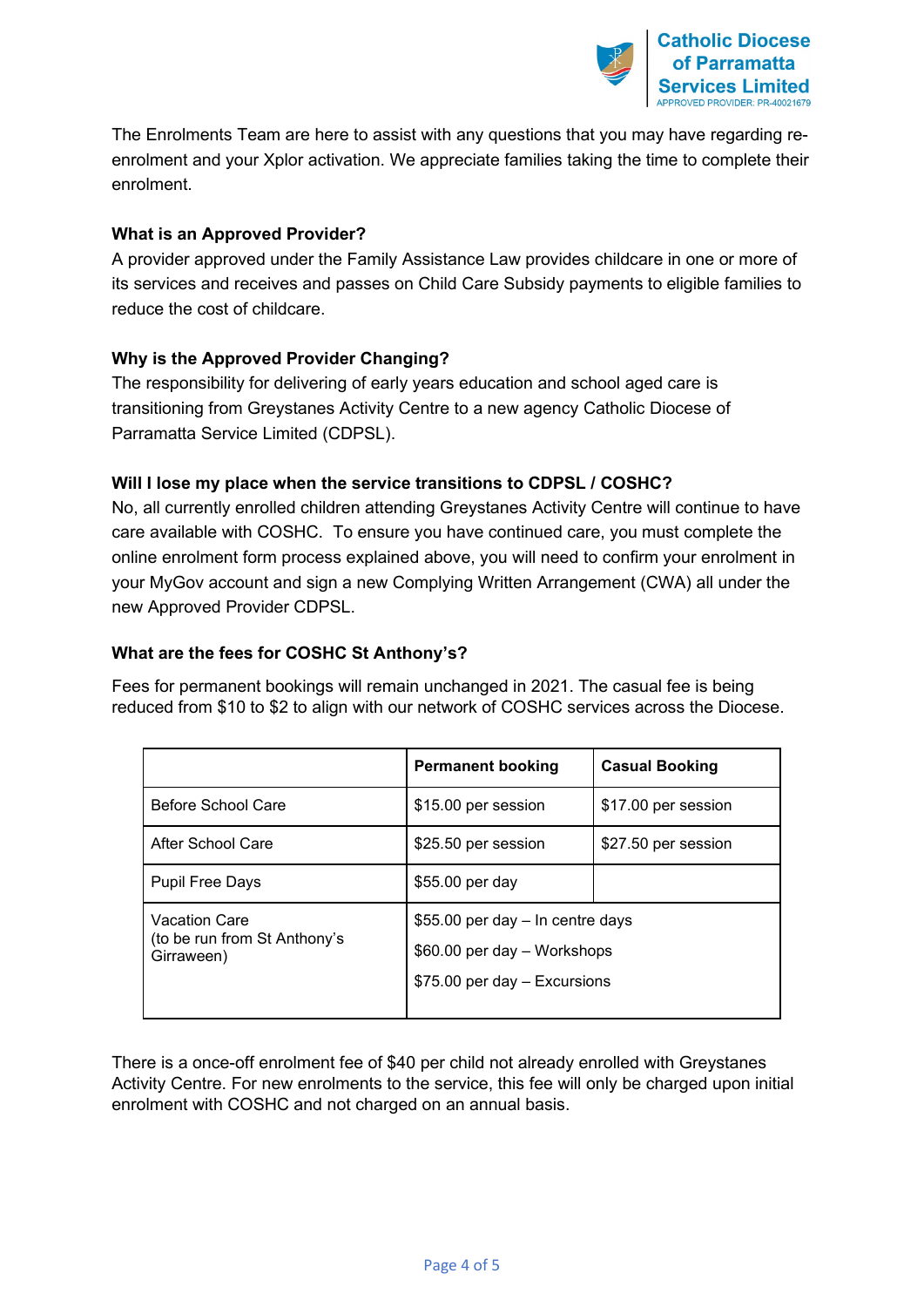The Enrolments Team are here to assist with any questions that you may have regarding re-enrolment and your Xplor activation. We appreciate families taking the time to complete their enrolment.

**What is an Approved Provider?**

A provider approved under the Family Assistance Law provides childcare in one or more of its services and receives and passes on Child Care Subsidy payments to eligible families to reduce the cost of childcare.

**Why is the Approved Provider Changing?**

The responsibility for delivering of early years education and school aged care is transitioning from Greystanes Activity Centre to a new agency Catholic Diocese of Parramatta Service Limited (CDPSL).

**Will I lose my place when the service transitions to CDPSL / COSHC?**

No, all currently enrolled children attending Greystanes Activity Centre will continue to have care available with COSHC. To ensure you have continued care, you must complete the online enrolment form process explained above, you will need to confirm your enrolment in your MyGov account and sign a new Complying Written Arrangement (CWA) all under the new Approved Provider CDPSL.

**What are the fees for COSHC St Anthony's?**

Fees for permanent bookings will remain unchanged in 2021. The casual fee is being reduced from $10 to $2 to align with our network of COSHC services across the Diocese.

| | **Permanent booking** | **Casual Booking** |
|---|---|---|
| Before School Care | $15.00 per session | $17.00 per session |
| After School Care | $25.50 per session | $27.50 per session |
| Pupil Free Days | $55.00 per day | |
| Vacation Care (to be run from St Anthony's Girraween) | $55.00 per day – In centre days<br>$60.00 per day – Workshops<br>$75.00 per day – Excursions | |

There is a once-off enrolment fee of $40 per child not already enrolled with Greystanes Activity Centre. For new enrolments to the service, this fee will only be charged upon initial enrolment with COSHC and not charged on an annual basis.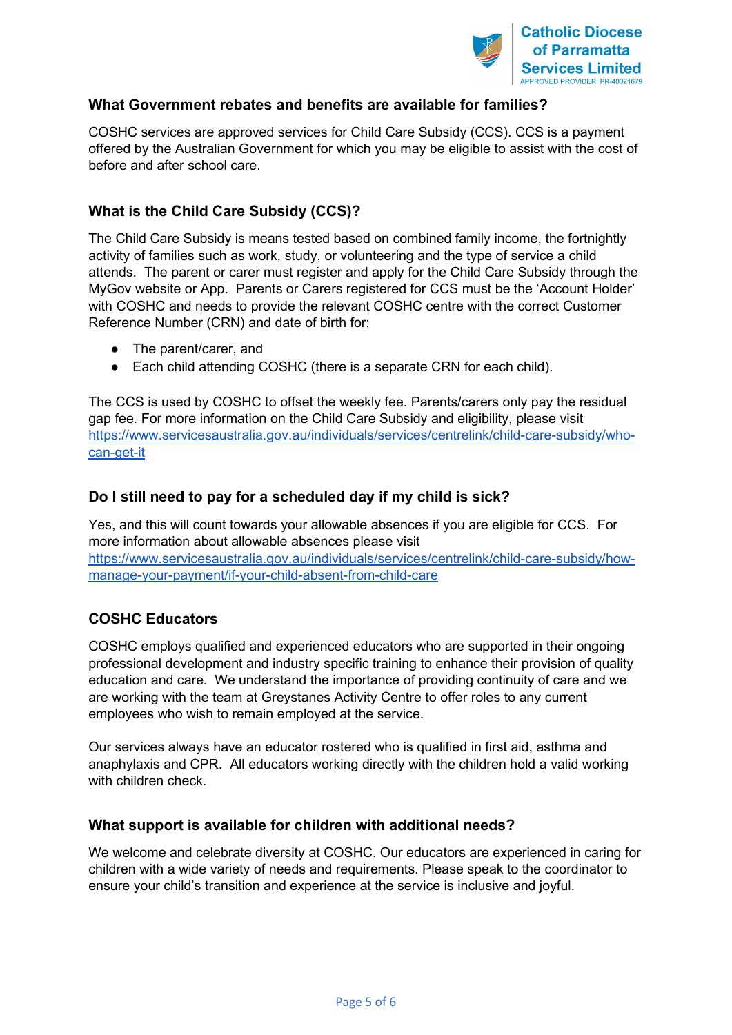### What Government rebates and benefits are available for families?

COSHC services are approved services for Child Care Subsidy (CCS). CCS is a payment offered by the Australian Government for which you may be eligible to assist with the cost of before and after school care.

### What is the Child Care Subsidy (CCS)?

The Child Care Subsidy is means tested based on combined family income, the fortnightly activity of families such as work, study, or volunteering and the type of service a child attends. The parent or carer must register and apply for the Child Care Subsidy through the MyGov website or App. Parents or Carers registered for CCS must be the 'Account Holder' with COSHC and needs to provide the relevant COSHC centre with the correct Customer Reference Number (CRN) and date of birth for:

- The parent/carer, and
- Each child attending COSHC (there is a separate CRN for each child).

The CCS is used by COSHC to offset the weekly fee. Parents/carers only pay the residual gap fee. For more information on the Child Care Subsidy and eligibility, please visit https://www.servicesaustralia.gov.au/individuals/services/centrelink/child-care-subsidy/who-can-get-it

### Do I still need to pay for a scheduled day if my child is sick?

Yes, and this will count towards your allowable absences if you are eligible for CCS. For more information about allowable absences please visit https://www.servicesaustralia.gov.au/individuals/services/centrelink/child-care-subsidy/how-manage-your-payment/if-your-child-absent-from-child-care

### COSHC Educators

COSHC employs qualified and experienced educators who are supported in their ongoing professional development and industry specific training to enhance their provision of quality education and care. We understand the importance of providing continuity of care and we are working with the team at Greystanes Activity Centre to offer roles to any current employees who wish to remain employed at the service.

Our services always have an educator rostered who is qualified in first aid, asthma and anaphylaxis and CPR. All educators working directly with the children hold a valid working with children check.

### What support is available for children with additional needs?

We welcome and celebrate diversity at COSHC. Our educators are experienced in caring for children with a wide variety of needs and requirements. Please speak to the coordinator to ensure your child's transition and experience at the service is inclusive and joyful.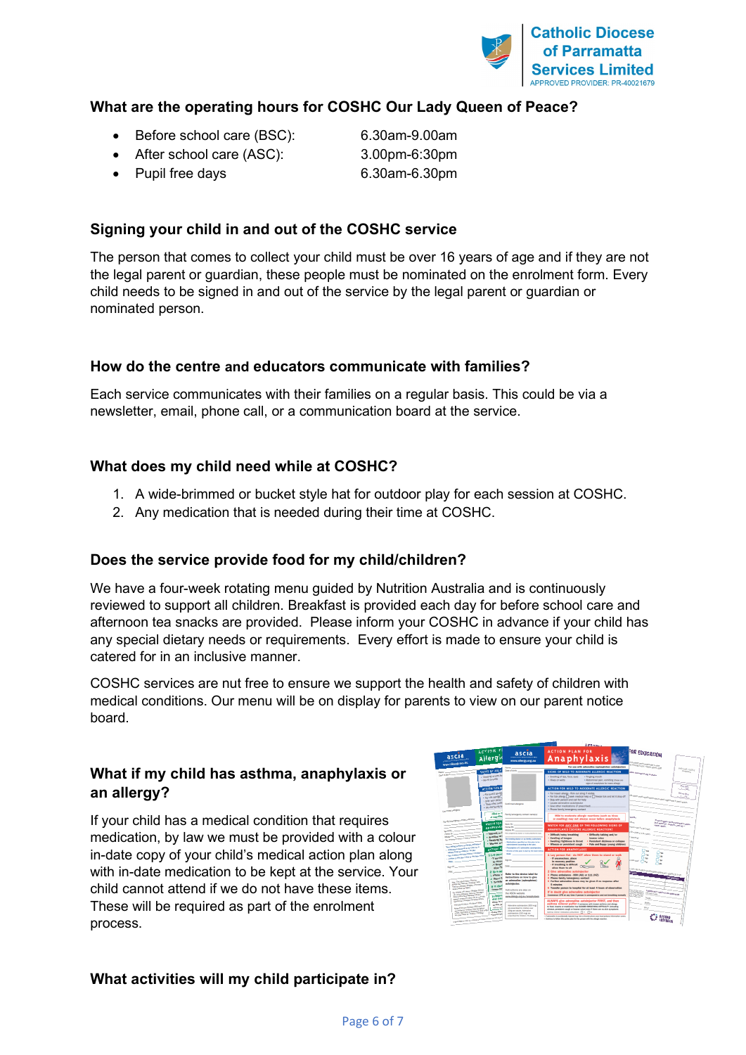### What are the operating hours for COSHC Our Lady Queen of Peace?

- Before school care (BSC): 6.30am-9.00am
- After school care (ASC): 3.00pm-6:30pm
- Pupil free days 6.30am-6.30pm

### Signing your child in and out of the COSHC service

The person that comes to collect your child must be over 16 years of age and if they are not the legal parent or guardian, these people must be nominated on the enrolment form. Every child needs to be signed in and out of the service by the legal parent or guardian or nominated person.

### How do the centre and educators communicate with families?

Each service communicates with their families on a regular basis. This could be via a newsletter, email, phone call, or a communication board at the service.

### What does my child need while at COSHC?

1. A wide-brimmed or bucket style hat for outdoor play for each session at COSHC.
2. Any medication that is needed during their time at COSHC.

### Does the service provide food for my child/children?

We have a four-week rotating menu guided by Nutrition Australia and is continuously reviewed to support all children. Breakfast is provided each day for before school care and afternoon tea snacks are provided. Please inform your COSHC in advance if your child has any special dietary needs or requirements. Every effort is made to ensure your child is catered for in an inclusive manner.

COSHC services are nut free to ensure we support the health and safety of children with medical conditions. Our menu will be on display for parents to view on our parent notice board.

### What if my child has asthma, anaphylaxis or an allergy?

If your child has a medical condition that requires medication, by law we must be provided with a colour in-date copy of your child's medical action plan along with in-date medication to be kept at the service. Your child cannot attend if we do not have these items. These will be required as part of the enrolment process.

### What activities will my child participate in?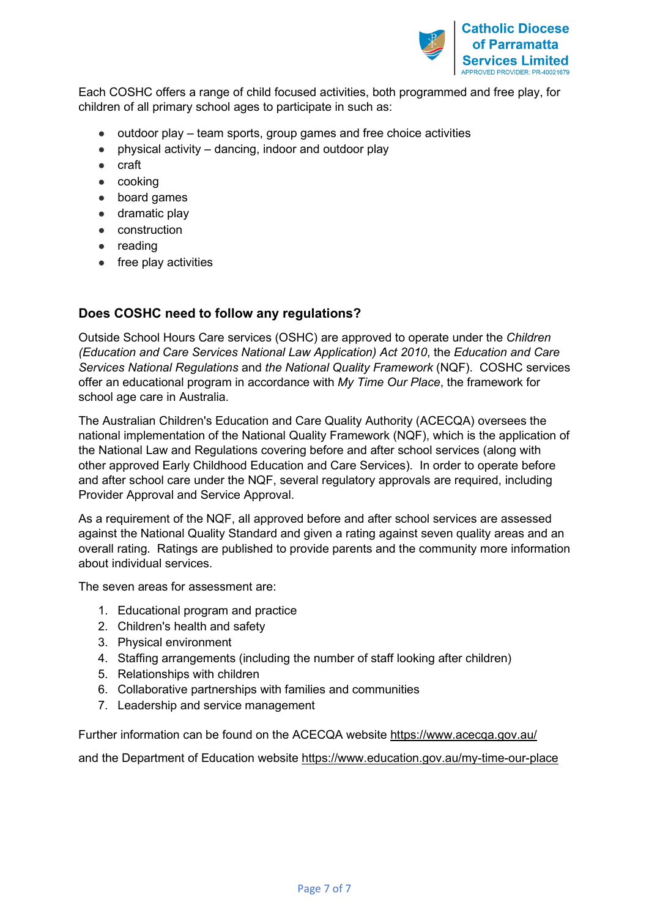Each COSHC offers a range of child focused activities, both programmed and free play, for children of all primary school ages to participate in such as:

- outdoor play – team sports, group games and free choice activities
- physical activity – dancing, indoor and outdoor play
- craft
- cooking
- board games
- dramatic play
- construction
- reading
- free play activities

### Does COSHC need to follow any regulations?

Outside School Hours Care services (OSHC) are approved to operate under the *Children (Education and Care Services National Law Application) Act 2010*, the *Education and Care Services National Regulations* and *the National Quality Framework* (NQF). COSHC services offer an educational program in accordance with *My Time Our Place*, the framework for school age care in Australia.

The Australian Children's Education and Care Quality Authority (ACECQA) oversees the national implementation of the National Quality Framework (NQF), which is the application of the National Law and Regulations covering before and after school services (along with other approved Early Childhood Education and Care Services). In order to operate before and after school care under the NQF, several regulatory approvals are required, including Provider Approval and Service Approval.

As a requirement of the NQF, all approved before and after school services are assessed against the National Quality Standard and given a rating against seven quality areas and an overall rating. Ratings are published to provide parents and the community more information about individual services.

The seven areas for assessment are:

1. Educational program and practice
2. Children's health and safety
3. Physical environment
4. Staffing arrangements (including the number of staff looking after children)
5. Relationships with children
6. Collaborative partnerships with families and communities
7. Leadership and service management

Further information can be found on the ACECQA website https://www.acecqa.gov.au/

and the Department of Education website https://www.education.gov.au/my-time-our-place